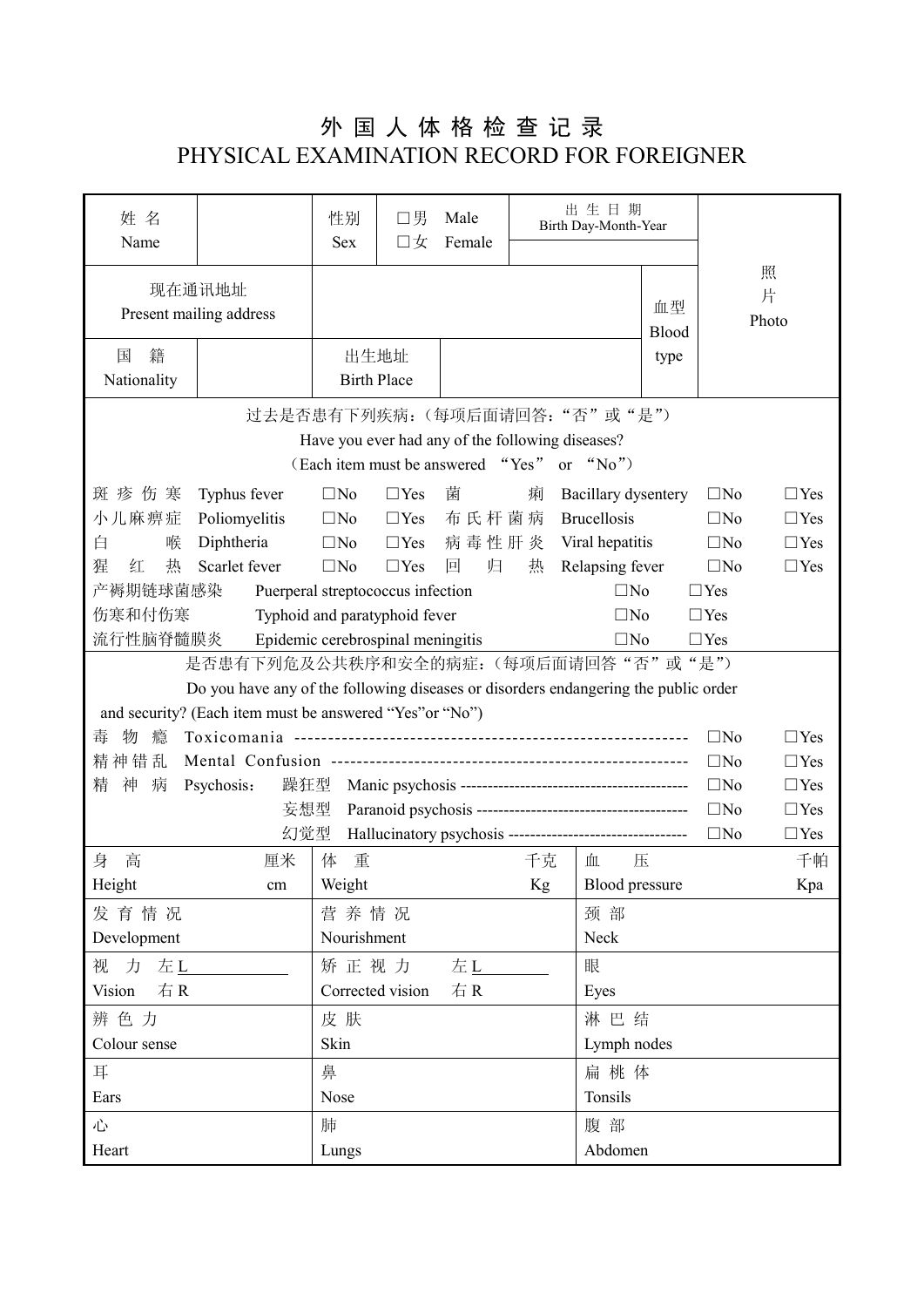# 外 国 人 体 格 检 查 记 录

# PHYSICAL EXAMINATION RECORD FOR FOREIGNER

| 姓 名 Name | | 性别 Sex | ☐男 Male ☐女 Female | 出 生 日 期 Birth Day-Month-Year | | 照片 Photo |
|---|---|---|---|---|---|---|
| 现在通讯地址 Present mailing address | | | | | 血型 Blood type | |
| 国 籍 Nationality | | 出生地址 Birth Place | | | | |

过去是否患有下列疾病：（每项后面请回答："否"或"是"）
Have you ever had any of the following diseases?
（Each item must be answered "Yes" or "No"）

| | | | | | | | |
|---|---|---|---|---|---|---|---|
| 斑 疹 伤 寒 | Typhus fever | ☐No | ☐Yes | 菌 痢 | Bacillary dysentery | ☐No | ☐Yes |
| 小儿麻痹症 | Poliomyelitis | ☐No | ☐Yes | 布 氏 杆 菌 病 | Brucellosis | ☐No | ☐Yes |
| 白 喉 | Diphtheria | ☐No | ☐Yes | 病 毒 性 肝 炎 | Viral hepatitis | ☐No | ☐Yes |
| 猩 红 热 | Scarlet fever | ☐No | ☐Yes | 回 归 热 | Relapsing fever | ☐No | ☐Yes |

| | | | |
|---|---|---|---|
| 产褥期链球菌感染 | Puerperal streptococcus infection | ☐No | ☐Yes |
| 伤寒和付伤寒 | Typhoid and paratyphoid fever | ☐No | ☐Yes |
| 流行性脑脊髓膜炎 | Epidemic cerebrospinal meningitis | ☐No | ☐Yes |

是否患有下列危及公共秩序和安全的病症：（每项后面请回答"否"或"是"）
Do you have any of the following diseases or disorders endangering the public order and security? (Each item must be answered "Yes"or "No")

| | | | |
|---|---|---|---|
| 毒 物 瘾 | Toxicomania | ☐No | ☐Yes |
| 精神错乱 | Mental Confusion | ☐No | ☐Yes |
| 精 神 病 Psychosis： 躁狂型 | Manic psychosis | ☐No | ☐Yes |
| 妄想型 | Paranoid psychosis | ☐No | ☐Yes |
| 幻觉型 | Hallucinatory psychosis | ☐No | ☐Yes |

| | | |
|---|---|---|
| 身 高 Height 厘米 cm | 体 重 Weight 千克 Kg | 血 压 Blood pressure 千帕 Kpa |
| 发 育 情 况 Development | 营 养 情 况 Nourishment | 颈 部 Neck |
| 视 力 Vision 左 L 右 R | 矫 正 视 力 Corrected vision 左 L 右 R | 眼 Eyes |
| 辨 色 力 Colour sense | 皮 肤 Skin | 淋 巴 结 Lymph nodes |
| 耳 Ears | 鼻 Nose | 扁 桃 体 Tonsils |
| 心 Heart | 肺 Lungs | 腹 部 Abdomen |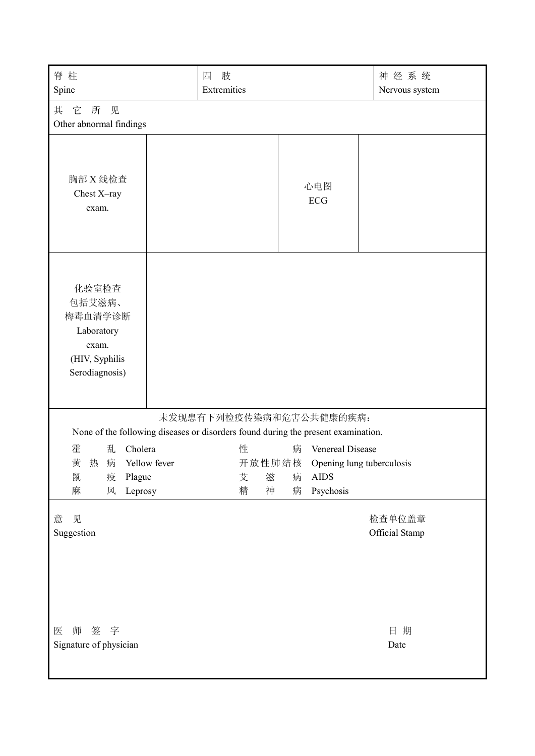| 脊 柱<br>Spine | 四 肢<br>Extremities | 神 经 系 统<br>Nervous system |
| --- | --- | --- |

| 其 它 所 见<br>Other abnormal findings |
| --- |

| | | | |
| --- | --- | --- | --- |
| 胸部 X 线检查<br>Chest X–ray<br>exam. | | 心电图<br>ECG | |

| | |
| --- | --- |
| 化验室检查<br>包括艾滋病、<br>梅毒血清学诊断<br>Laboratory<br>exam.<br>(HIV, Syphilis<br>Serodiagnosis) | |

未发现患有下列检疫传染病和危害公共健康的疾病：

None of the following diseases or disorders found during the present examination.

| | | | |
| --- | --- | --- | --- |
| 霍　　乱 | Cholera | 性　　　病 | Venereal Disease |
| 黄 热 病 | Yellow fever | 开放性肺结核 | Opening lung tuberculosis |
| 鼠　　疫 | Plague | 艾　滋　病 | AIDS |
| 麻　　风 | Leprosy | 精　神　病 | Psychosis |

意 见
Suggestion

检查单位盖章
Official Stamp

医 师 签 字
Signature of physician

日 期
Date